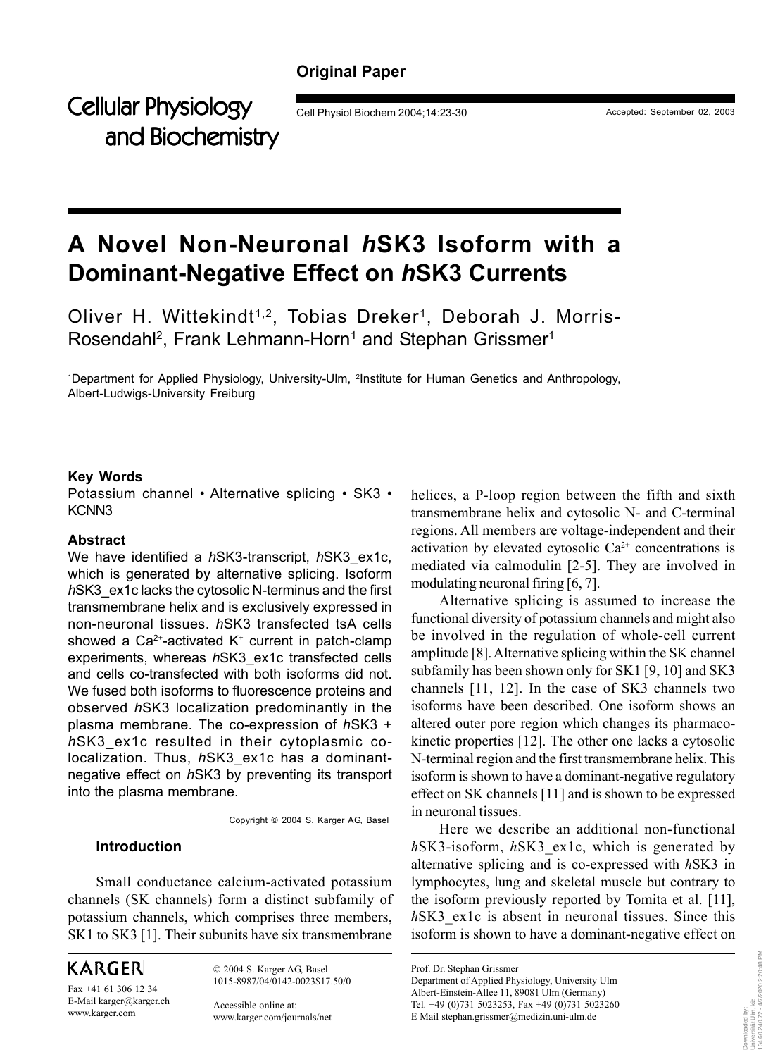Original Paper

# A Novel Non-Neuronal *h*SK3 Isoform with a Dominant-Negative Effect on *h*SK3 Currents

Oliver H. Wittekindt[1,2], Tobias Dreker[1], Deborah J. Morris-Rosendahl[2], Frank Lehmann-Horn[1] and Stephan Grissmer[1]

[1]Department for Applied Physiology, University-Ulm, [2]Institute for Human Genetics and Anthropology, Albert-Ludwigs-University Freiburg

**Key Words**

Potassium channel • Alternative splicing • SK3 • KCNN3

**Abstract**

We have identified a *h*SK3-transcript, *h*SK3_ex1c, which is generated by alternative splicing. Isoform *h*SK3_ex1c lacks the cytosolic N-terminus and the first transmembrane helix and is exclusively expressed in non-neuronal tissues. *h*SK3 transfected tsA cells showed a $Ca^{2+}$-activated $K^+$ current in patch-clamp experiments, whereas *h*SK3_ex1c transfected cells and cells co-transfected with both isoforms did not. We fused both isoforms to fluorescence proteins and observed *h*SK3 localization predominantly in the plasma membrane. The co-expression of *h*SK3 + *h*SK3_ex1c resulted in their cytoplasmic co-localization. Thus, *h*SK3_ex1c has a dominant-negative effect on *h*SK3 by preventing its transport into the plasma membrane.

Copyright © 2004 S. Karger AG, Basel

## Introduction

Small conductance calcium-activated potassium channels (SK channels) form a distinct subfamily of potassium channels, which comprises three members, SK1 to SK3 [1]. Their subunits have six transmembrane helices, a P-loop region between the fifth and sixth transmembrane helix and cytosolic N- and C-terminal regions. All members are voltage-independent and their activation by elevated cytosolic $Ca^{2+}$ concentrations is mediated via calmodulin [2-5]. They are involved in modulating neuronal firing [6, 7].

Alternative splicing is assumed to increase the functional diversity of potassium channels and might also be involved in the regulation of whole-cell current amplitude [8]. Alternative splicing within the SK channel subfamily has been shown only for SK1 [9, 10] and SK3 channels [11, 12]. In the case of SK3 channels two isoforms have been described. One isoform shows an altered outer pore region which changes its pharmacokinetic properties [12]. The other one lacks a cytosolic N-terminal region and the first transmembrane helix. This isoform is shown to have a dominant-negative regulatory effect on SK channels [11] and is shown to be expressed in neuronal tissues.

Here we describe an additional non-functional *h*SK3-isoform, *h*SK3_ex1c, which is generated by alternative splicing and is co-expressed with *h*SK3 in lymphocytes, lung and skeletal muscle but contrary to the isoform previously reported by Tomita et al. [11], *h*SK3_ex1c is absent in neuronal tissues. Since this isoform is shown to have a dominant-negative effect on

Prof. Dr. Stephan Grissmer
Department of Applied Physiology, University Ulm
Albert-Einstein-Allee 11, 89081 Ulm (Germany)
Tel. +49 (0)731 5023253, Fax +49 (0)731 5023260
E Mail stephan.grissmer@medizin.uni-ulm.de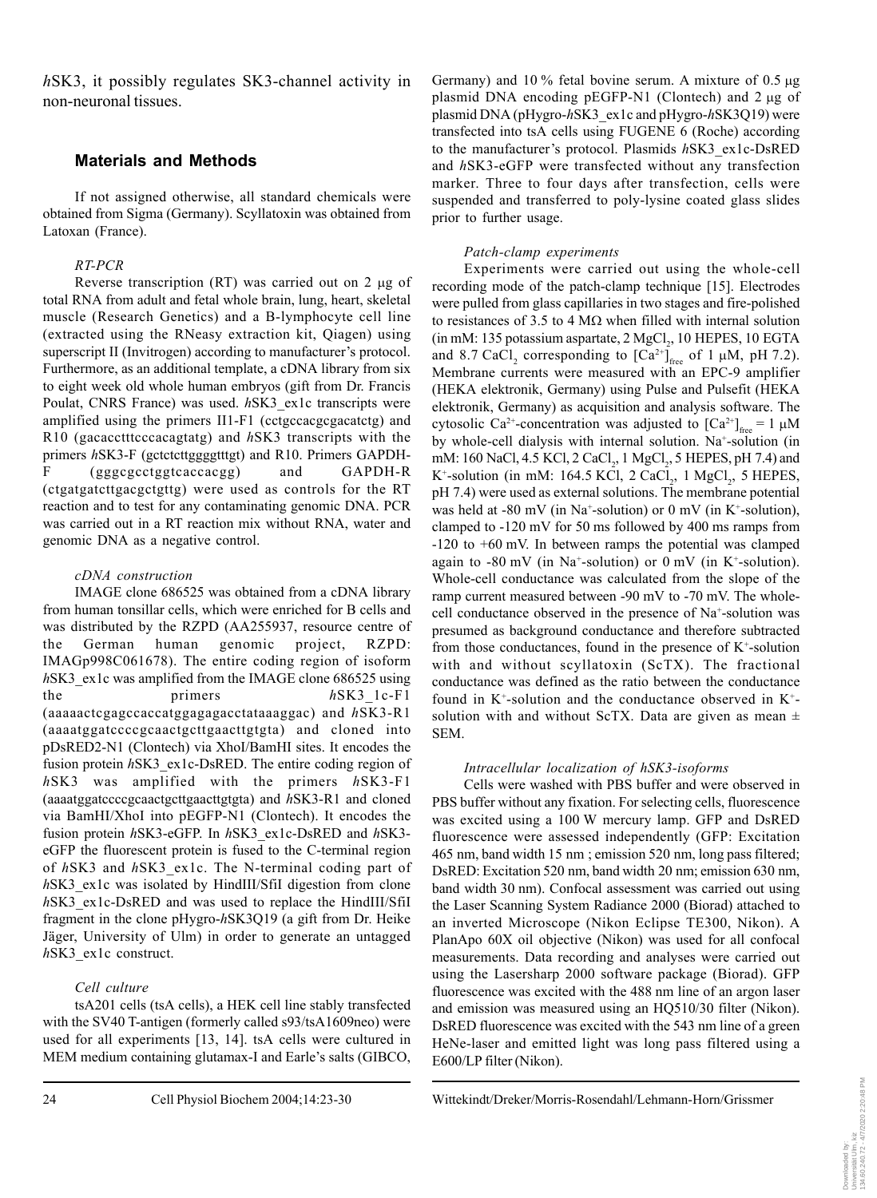*h*SK3, it possibly regulates SK3-channel activity in non-neuronal tissues.

## Materials and Methods

If not assigned otherwise, all standard chemicals were obtained from Sigma (Germany). Scyllatoxin was obtained from Latoxan (France).

### *RT-PCR*

Reverse transcription (RT) was carried out on 2 µg of total RNA from adult and fetal whole brain, lung, heart, skeletal muscle (Research Genetics) and a B-lymphocyte cell line (extracted using the RNeasy extraction kit, Qiagen) using superscript II (Invitrogen) according to manufacturer's protocol. Furthermore, as an additional template, a cDNA library from six to eight week old whole human embryos (gift from Dr. Francis Poulat, CNRS France) was used. *h*SK3_ex1c transcripts were amplified using the primers II1-F1 (cctgccacgcgacatctg) and R10 (gacacctttcccacagtatg) and *h*SK3 transcripts with the primers *h*SK3-F (gctctcttggggtttgt) and R10. Primers GAPDH-F (gggcgcctggtcaccacgg) and GAPDH-R (ctgatgatcttgacgctgttg) were used as controls for the RT reaction and to test for any contaminating genomic DNA. PCR was carried out in a RT reaction mix without RNA, water and genomic DNA as a negative control.

### *cDNA construction*

IMAGE clone 686525 was obtained from a cDNA library from human tonsillar cells, which were enriched for B cells and was distributed by the RZPD (AA255937, resource centre of the German human genomic project, RZPD: IMAGp998C061678). The entire coding region of isoform *h*SK3_ex1c was amplified from the IMAGE clone 686525 using the primers *h*SK3_1c-F1 (aaaaactcgagccaccatggagagacctataaaggac) and *h*SK3-R1 (aaaatggatccccgcaactgcttgaacttgtgta) and cloned into pDsRED2-N1 (Clontech) via XhoI/BamHI sites. It encodes the fusion protein *h*SK3_ex1c-DsRED. The entire coding region of *h*SK3 was amplified with the primers *h*SK3-F1 (aaaatggatccccgcaactgcttgaacttgtgta) and *h*SK3-R1 and cloned via BamHI/XhoI into pEGFP-N1 (Clontech). It encodes the fusion protein *h*SK3-eGFP. In *h*SK3_ex1c-DsRED and *h*SK3-eGFP the fluorescent protein is fused to the C-terminal region of *h*SK3 and *h*SK3_ex1c. The N-terminal coding part of *h*SK3_ex1c was isolated by HindIII/SfiI digestion from clone *h*SK3_ex1c-DsRED and was used to replace the HindIII/SfiI fragment in the clone pHygro-*h*SK3Q19 (a gift from Dr. Heike Jäger, University of Ulm) in order to generate an untagged *h*SK3_ex1c construct.

### *Cell culture*

tsA201 cells (tsA cells), a HEK cell line stably transfected with the SV40 T-antigen (formerly called s93/tsA1609neo) were used for all experiments [13, 14]. tsA cells were cultured in MEM medium containing glutamax-I and Earle's salts (GIBCO, Germany) and 10 % fetal bovine serum. A mixture of 0.5 µg plasmid DNA encoding pEGFP-N1 (Clontech) and 2 µg of plasmid DNA (pHygro-*h*SK3_ex1c and pHygro-*h*SK3Q19) were transfected into tsA cells using FUGENE 6 (Roche) according to the manufacturer's protocol. Plasmids *h*SK3_ex1c-DsRED and *h*SK3-eGFP were transfected without any transfection marker. Three to four days after transfection, cells were suspended and transferred to poly-lysine coated glass slides prior to further usage.

### *Patch-clamp experiments*

Experiments were carried out using the whole-cell recording mode of the patch-clamp technique [15]. Electrodes were pulled from glass capillaries in two stages and fire-polished to resistances of 3.5 to 4 MΩ when filled with internal solution (in mM: 135 potassium aspartate, 2 $MgCl_2$, 10 HEPES, 10 EGTA and 8.7 $CaCl_2$ corresponding to $[Ca^{2+}]_{free}$ of 1 µM, pH 7.2). Membrane currents were measured with an EPC-9 amplifier (HEKA elektronik, Germany) using Pulse and Pulsefit (HEKA elektronik, Germany) as acquisition and analysis software. The cytosolic $Ca^{2+}$-concentration was adjusted to $[Ca^{2+}]_{free}$ = 1 µM by whole-cell dialysis with internal solution. $Na^+$-solution (in mM: 160 NaCl, 4.5 KCl, 2 $CaCl_2$, 1 $MgCl_2$, 5 HEPES, pH 7.4) and $K^+$-solution (in mM: 164.5 KCl, 2 $CaCl_2$, 1 $MgCl_2$, 5 HEPES, pH 7.4) were used as external solutions. The membrane potential was held at -80 mV (in $Na^+$-solution) or 0 mV (in $K^+$-solution), clamped to -120 mV for 50 ms followed by 400 ms ramps from -120 to +60 mV. In between ramps the potential was clamped again to -80 mV (in $Na^+$-solution) or 0 mV (in $K^+$-solution). Whole-cell conductance was calculated from the slope of the ramp current measured between -90 mV to -70 mV. The whole-cell conductance observed in the presence of $Na^+$-solution was presumed as background conductance and therefore subtracted from those conductances, found in the presence of $K^+$-solution with and without scyllatoxin (ScTX). The fractional conductance was defined as the ratio between the conductance found in $K^+$-solution and the conductance observed in $K^+$-solution with and without ScTX. Data are given as mean ± SEM.

### *Intracellular localization of hSK3-isoforms*

Cells were washed with PBS buffer and were observed in PBS buffer without any fixation. For selecting cells, fluorescence was excited using a 100 W mercury lamp. GFP and DsRED fluorescence were assessed independently (GFP: Excitation 465 nm, band width 15 nm ; emission 520 nm, long pass filtered; DsRED: Excitation 520 nm, band width 20 nm; emission 630 nm, band width 30 nm). Confocal assessment was carried out using the Laser Scanning System Radiance 2000 (Biorad) attached to an inverted Microscope (Nikon Eclipse TE300, Nikon). A PlanApo 60X oil objective (Nikon) was used for all confocal measurements. Data recording and analyses were carried out using the Lasersharp 2000 software package (Biorad). GFP fluorescence was excited with the 488 nm line of an argon laser and emission was measured using an HQ510/30 filter (Nikon). DsRED fluorescence was excited with the 543 nm line of a green HeNe-laser and emitted light was long pass filtered using a E600/LP filter (Nikon).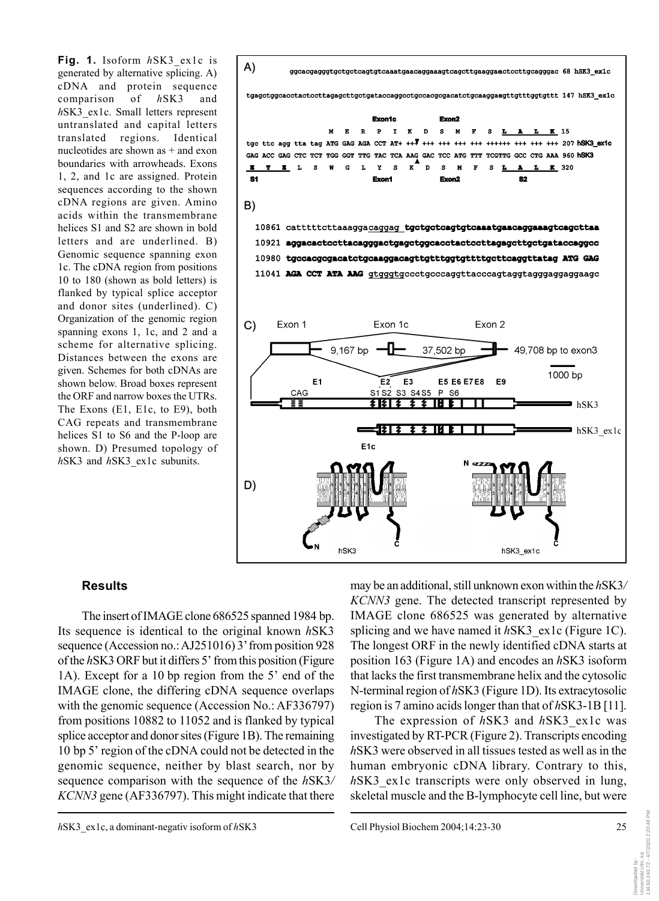**Fig. 1.** Isoform *h*SK3_ex1c is generated by alternative splicing. A) cDNA and protein sequence comparison of *h*SK3 and *h*SK3_ex1c. Small letters represent untranslated and capital letters translated regions. Identical nucleotides are shown as + and exon boundaries with arrowheads. Exons 1, 2, and 1c are assigned. Protein sequences according to the shown cDNA regions are given. Amino acids within the transmembrane helices S1 and S2 are shown in bold letters and are underlined. B) Genomic sequence spanning exon 1c. The cDNA region from positions 10 to 180 (shown as bold letters) is flanked by typical splice acceptor and donor sites (underlined). C) Organization of the genomic region spanning exons 1, 1c, and 2 and a scheme for alternative splicing. Distances between the exons are given. Schemes for both cDNAs are shown below. Broad boxes represent the ORF and narrow boxes the UTRs. The Exons (E1, E1c, to E9), both CAG repeats and transmembrane helices S1 to S6 and the P-loop are shown. D) Presumed topology of *h*SK3 and *h*SK3_ex1c subunits.

## Results

The insert of IMAGE clone 686525 spanned 1984 bp. Its sequence is identical to the original known *h*SK3 sequence (Accession no.: AJ251016) 3' from position 928 of the *h*SK3 ORF but it differs 5' from this position (Figure 1A). Except for a 10 bp region from the 5' end of the IMAGE clone, the differing cDNA sequence overlaps with the genomic sequence (Accession No.: AF336797) from positions 10882 to 11052 and is flanked by typical splice acceptor and donor sites (Figure 1B). The remaining 10 bp 5' region of the cDNA could not be detected in the genomic sequence, neither by blast search, nor by sequence comparison with the sequence of the *h*SK3/ *KCNN3* gene (AF336797). This might indicate that there may be an additional, still unknown exon within the *h*SK3/ *KCNN3* gene. The detected transcript represented by IMAGE clone 686525 was generated by alternative splicing and we have named it *h*SK3_ex1c (Figure 1C). The longest ORF in the newly identified cDNA starts at position 163 (Figure 1A) and encodes an *h*SK3 isoform that lacks the first transmembrane helix and the cytosolic N-terminal region of *h*SK3 (Figure 1D). Its extracytosolic region is 7 amino acids longer than that of *h*SK3-1B [11].

The expression of *h*SK3 and *h*SK3_ex1c was investigated by RT-PCR (Figure 2). Transcripts encoding *h*SK3 were observed in all tissues tested as well as in the human embryonic cDNA library. Contrary to this, *h*SK3_ex1c transcripts were only observed in lung, skeletal muscle and the B-lymphocyte cell line, but were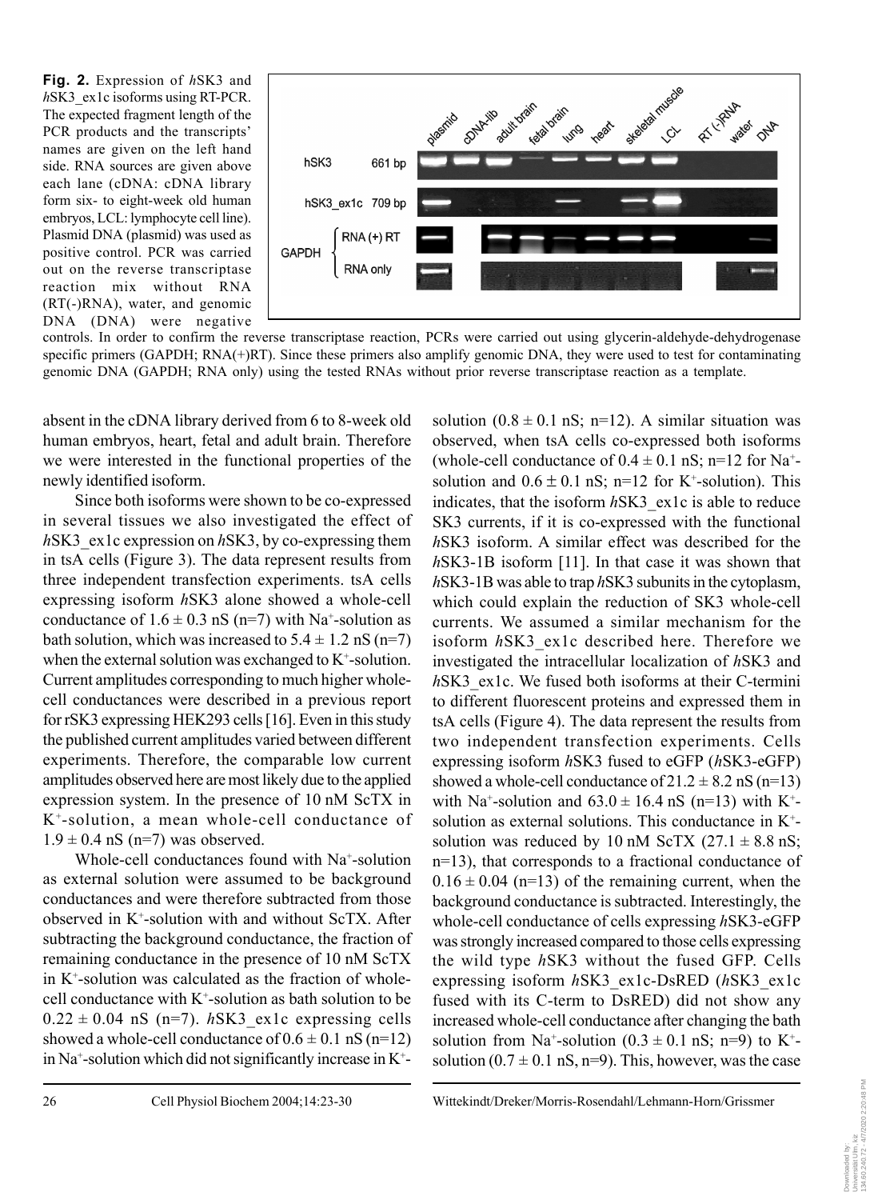**Fig. 2.** Expression of *h*SK3 and *h*SK3_ex1c isoforms using RT-PCR. The expected fragment length of the PCR products and the transcripts' names are given on the left hand side. RNA sources are given above each lane (cDNA: cDNA library form six- to eight-week old human embryos, LCL: lymphocyte cell line). Plasmid DNA (plasmid) was used as positive control. PCR was carried out on the reverse transcriptase reaction mix without RNA (RT(-)RNA), water, and genomic DNA (DNA) were negative controls. In order to confirm the reverse transcriptase reaction, PCRs were carried out using glycerin-aldehyde-dehydrogenase specific primers (GAPDH; RNA(+)RT). Since these primers also amplify genomic DNA, they were used to test for contaminating genomic DNA (GAPDH; RNA only) using the tested RNAs without prior reverse transcriptase reaction as a template.

absent in the cDNA library derived from 6 to 8-week old human embryos, heart, fetal and adult brain. Therefore we were interested in the functional properties of the newly identified isoform.

Since both isoforms were shown to be co-expressed in several tissues we also investigated the effect of *h*SK3_ex1c expression on *h*SK3, by co-expressing them in tsA cells (Figure 3). The data represent results from three independent transfection experiments. tsA cells expressing isoform *h*SK3 alone showed a whole-cell conductance of 1.6 ± 0.3 nS (n=7) with $Na^+$-solution as bath solution, which was increased to 5.4 ± 1.2 nS (n=7) when the external solution was exchanged to $K^+$-solution. Current amplitudes corresponding to much higher whole-cell conductances were described in a previous report for rSK3 expressing HEK293 cells [16]. Even in this study the published current amplitudes varied between different experiments. Therefore, the comparable low current amplitudes observed here are most likely due to the applied expression system. In the presence of 10 nM ScTX in $K^+$-solution, a mean whole-cell conductance of 1.9 ± 0.4 nS (n=7) was observed.

Whole-cell conductances found with $Na^+$-solution as external solution were assumed to be background conductances and were therefore subtracted from those observed in $K^+$-solution with and without ScTX. After subtracting the background conductance, the fraction of remaining conductance in the presence of 10 nM ScTX in $K^+$-solution was calculated as the fraction of whole-cell conductance with $K^+$-solution as bath solution to be 0.22 ± 0.04 nS (n=7). *h*SK3_ex1c expressing cells showed a whole-cell conductance of 0.6 ± 0.1 nS (n=12) in $Na^+$-solution which did not significantly increase in $K^+$-solution (0.8 ± 0.1 nS; n=12). A similar situation was observed, when tsA cells co-expressed both isoforms (whole-cell conductance of 0.4 ± 0.1 nS; n=12 for $Na^+$-solution and 0.6 ± 0.1 nS; n=12 for $K^+$-solution). This indicates, that the isoform *h*SK3_ex1c is able to reduce SK3 currents, if it is co-expressed with the functional *h*SK3 isoform. A similar effect was described for the *h*SK3-1B isoform [11]. In that case it was shown that *h*SK3-1B was able to trap *h*SK3 subunits in the cytoplasm, which could explain the reduction of SK3 whole-cell currents. We assumed a similar mechanism for the isoform *h*SK3_ex1c described here. Therefore we investigated the intracellular localization of *h*SK3 and *h*SK3_ex1c. We fused both isoforms at their C-termini to different fluorescent proteins and expressed them in tsA cells (Figure 4). The data represent the results from two independent transfection experiments. Cells expressing isoform *h*SK3 fused to eGFP (*h*SK3-eGFP) showed a whole-cell conductance of 21.2 ± 8.2 nS (n=13) with $Na^+$-solution and 63.0 ± 16.4 nS (n=13) with $K^+$-solution as external solutions. This conductance in $K^+$-solution was reduced by 10 nM ScTX (27.1 ± 8.8 nS; n=13), that corresponds to a fractional conductance of 0.16 ± 0.04 (n=13) of the remaining current, when the background conductance is subtracted. Interestingly, the whole-cell conductance of cells expressing *h*SK3-eGFP was strongly increased compared to those cells expressing the wild type *h*SK3 without the fused GFP. Cells expressing isoform *h*SK3_ex1c-DsRED (*h*SK3_ex1c fused with its C-term to DsRED) did not show any increased whole-cell conductance after changing the bath solution from $Na^+$-solution (0.3 ± 0.1 nS; n=9) to $K^+$-solution (0.7 ± 0.1 nS, n=9). This, however, was the case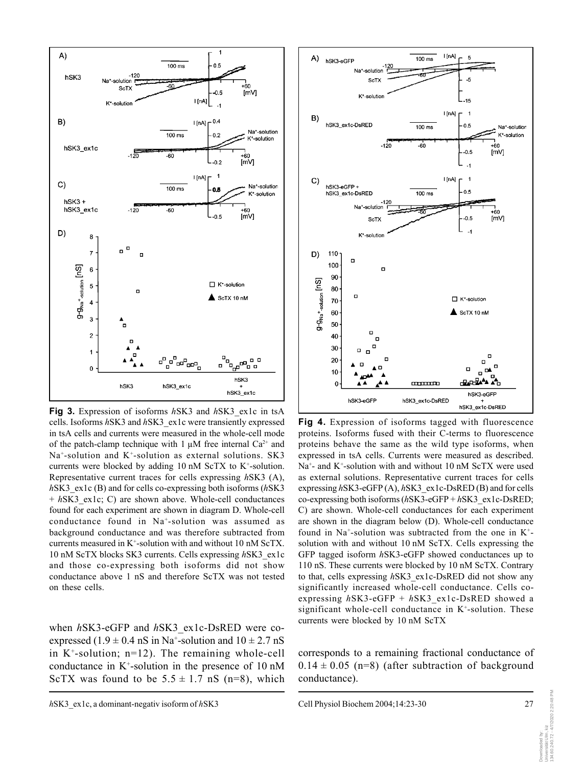**Fig 3.** Expression of isoforms *h*SK3 and *h*SK3_ex1c in tsA cells. Isoforms *h*SK3 and *h*SK3_ex1c were transiently expressed in tsA cells and currents were measured in the whole-cell mode of the patch-clamp technique with 1 µM free internal $Ca^{2+}$ and $Na^+$-solution and $K^+$-solution as external solutions. SK3 currents were blocked by adding 10 nM ScTX to $K^+$-solution. Representative current traces for cells expressing *h*SK3 (A), *h*SK3_ex1c (B) and for cells co-expressing both isoforms (*h*SK3 + *h*SK3_ex1c; C) are shown above. Whole-cell conductances found for each experiment are shown in diagram D. Whole-cell conductance found in $Na^+$-solution was assumed as background conductance and was therefore subtracted from currents measured in $K^+$-solution with and without 10 nM ScTX. 10 nM ScTX blocks SK3 currents. Cells expressing *h*SK3_ex1c and those co-expressing both isoforms did not show conductance above 1 nS and therefore ScTX was not tested on these cells.

**Fig 4.** Expression of isoforms tagged with fluorescence proteins. Isoforms fused with their C-terms to fluorescence proteins behave the same as the wild type isoforms, when expressed in tsA cells. Currents were measured as described. $Na^+$- and $K^+$-solution with and without 10 nM ScTX were used as external solutions. Representative current traces for cells expressing *h*SK3-eGFP (A), *h*SK3_ex1c-DsRED (B) and for cells co-expressing both isoforms (*h*SK3-eGFP + *h*SK3_ex1c-DsRED; C) are shown. Whole-cell conductances for each experiment are shown in the diagram below (D). Whole-cell conductance found in $Na^+$-solution was subtracted from the one in $K^+$-solution with and without 10 nM ScTX. Cells expressing the GFP tagged isoform *h*SK3-eGFP showed conductances up to 110 nS. These currents were blocked by 10 nM ScTX. Contrary to that, cells expressing *h*SK3_ex1c-DsRED did not show any significantly increased whole-cell conductance. Cells co-expressing *h*SK3-eGFP + *h*SK3_ex1c-DsRED showed a significant whole-cell conductance in $K^+$-solution. These currents were blocked by 10 nM ScTX

when *h*SK3-eGFP and *h*SK3_ex1c-DsRED were co-expressed ($1.9 \pm 0.4$ nS in $Na^+$-solution and $10 \pm 2.7$ nS in $K^+$-solution; n=12). The remaining whole-cell conductance in $K^+$-solution in the presence of 10 nM ScTX was found to be $5.5 \pm 1.7$ nS (n=8), which corresponds to a remaining fractional conductance of $0.14 \pm 0.05$ (n=8) (after subtraction of background conductance).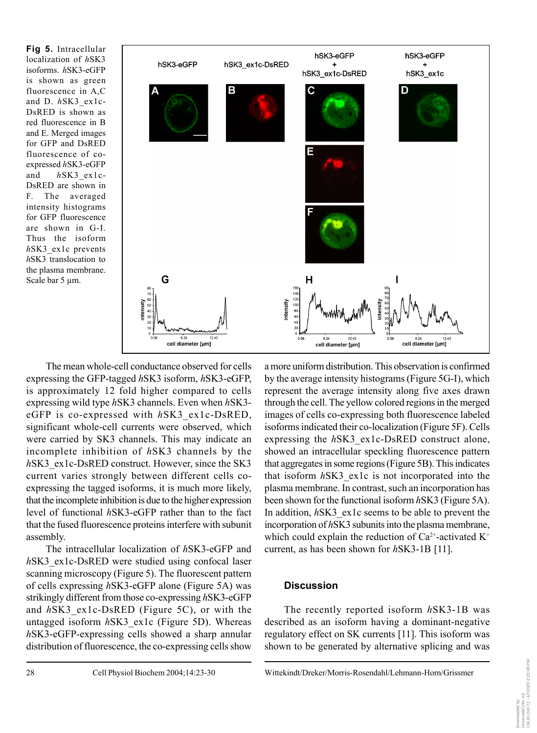**Fig 5.** Intracellular localization of *h*SK3 isoforms. *h*SK3-eGFP is shown as green fluorescence in A,C and D. *h*SK3_ex1c-DsRED is shown as red fluorescence in B and E. Merged images for GFP and DsRED fluorescence of co-expressed *h*SK3-eGFP and *h*SK3_ex1c-DsRED are shown in F. The averaged intensity histograms for GFP fluorescence are shown in G-I. Thus the isoform *h*SK3_ex1c prevents *h*SK3 translocation to the plasma membrane. Scale bar 5 µm.

The mean whole-cell conductance observed for cells expressing the GFP-tagged *h*SK3 isoform, *h*SK3-eGFP, is approximately 12 fold higher compared to cells expressing wild type *h*SK3 channels. Even when *h*SK3-eGFP is co-expressed with *h*SK3_ex1c-DsRED, significant whole-cell currents were observed, which were carried by SK3 channels. This may indicate an incomplete inhibition of *h*SK3 channels by the *h*SK3_ex1c-DsRED construct. However, since the SK3 current varies strongly between different cells co-expressing the tagged isoforms, it is much more likely, that the incomplete inhibition is due to the higher expression level of functional *h*SK3-eGFP rather than to the fact that the fused fluorescence proteins interfere with subunit assembly.

The intracellular localization of *h*SK3-eGFP and *h*SK3_ex1c-DsRED were studied using confocal laser scanning microscopy (Figure 5). The fluorescent pattern of cells expressing *h*SK3-eGFP alone (Figure 5A) was strikingly different from those co-expressing *h*SK3-eGFP and *h*SK3_ex1c-DsRED (Figure 5C), or with the untagged isoform *h*SK3_ex1c (Figure 5D). Whereas *h*SK3-eGFP-expressing cells showed a sharp annular distribution of fluorescence, the co-expressing cells show a more uniform distribution. This observation is confirmed by the average intensity histograms (Figure 5G-I), which represent the average intensity along five axes drawn through the cell. The yellow colored regions in the merged images of cells co-expressing both fluorescence labeled isoforms indicated their co-localization (Figure 5F). Cells expressing the *h*SK3_ex1c-DsRED construct alone, showed an intracellular speckling fluorescence pattern that aggregates in some regions (Figure 5B). This indicates that isoform *h*SK3_ex1c is not incorporated into the plasma membrane. In contrast, such an incorporation has been shown for the functional isoform *h*SK3 (Figure 5A). In addition, *h*SK3_ex1c seems to be able to prevent the incorporation of *h*SK3 subunits into the plasma membrane, which could explain the reduction of $Ca^{2+}$-activated $K^{+}$ current, as has been shown for *h*SK3-1B [11].

## Discussion

The recently reported isoform *h*SK3-1B was described as an isoform having a dominant-negative regulatory effect on SK currents [11]. This isoform was shown to be generated by alternative splicing and was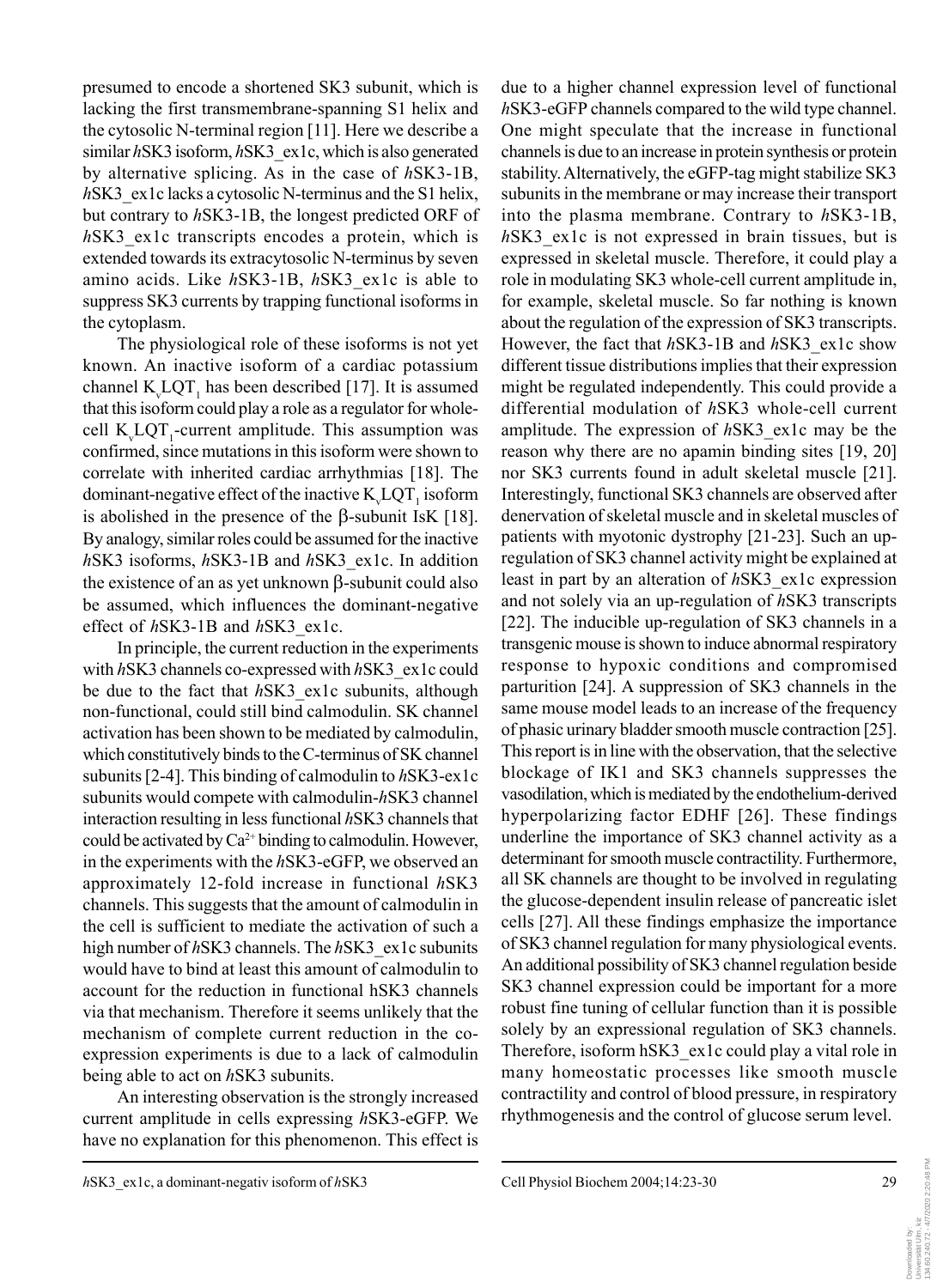presumed to encode a shortened SK3 subunit, which is lacking the first transmembrane-spanning S1 helix and the cytosolic N-terminal region [11]. Here we describe a similar *h*SK3 isoform, *h*SK3_ex1c, which is also generated by alternative splicing. As in the case of *h*SK3-1B, *h*SK3_ex1c lacks a cytosolic N-terminus and the S1 helix, but contrary to *h*SK3-1B, the longest predicted ORF of *h*SK3_ex1c transcripts encodes a protein, which is extended towards its extracytosolic N-terminus by seven amino acids. Like *h*SK3-1B, *h*SK3_ex1c is able to suppress SK3 currents by trapping functional isoforms in the cytoplasm.

The physiological role of these isoforms is not yet known. An inactive isoform of a cardiac potassium channel $K_vLQT_1$ has been described [17]. It is assumed that this isoform could play a role as a regulator for whole-cell $K_vLQT_1$-current amplitude. This assumption was confirmed, since mutations in this isoform were shown to correlate with inherited cardiac arrhythmias [18]. The dominant-negative effect of the inactive $K_vLQT_1$ isoform is abolished in the presence of the β-subunit IsK [18]. By analogy, similar roles could be assumed for the inactive *h*SK3 isoforms, *h*SK3-1B and *h*SK3_ex1c. In addition the existence of an as yet unknown β-subunit could also be assumed, which influences the dominant-negative effect of *h*SK3-1B and *h*SK3_ex1c.

In principle, the current reduction in the experiments with *h*SK3 channels co-expressed with *h*SK3_ex1c could be due to the fact that *h*SK3_ex1c subunits, although non-functional, could still bind calmodulin. SK channel activation has been shown to be mediated by calmodulin, which constitutively binds to the C-terminus of SK channel subunits [2-4]. This binding of calmodulin to *h*SK3-ex1c subunits would compete with calmodulin-*h*SK3 channel interaction resulting in less functional *h*SK3 channels that could be activated by $Ca^{2+}$ binding to calmodulin. However, in the experiments with the *h*SK3-eGFP, we observed an approximately 12-fold increase in functional *h*SK3 channels. This suggests that the amount of calmodulin in the cell is sufficient to mediate the activation of such a high number of *h*SK3 channels. The *h*SK3_ex1c subunits would have to bind at least this amount of calmodulin to account for the reduction in functional hSK3 channels via that mechanism. Therefore it seems unlikely that the mechanism of complete current reduction in the co-expression experiments is due to a lack of calmodulin being able to act on *h*SK3 subunits.

An interesting observation is the strongly increased current amplitude in cells expressing *h*SK3-eGFP. We have no explanation for this phenomenon. This effect is due to a higher channel expression level of functional *h*SK3-eGFP channels compared to the wild type channel. One might speculate that the increase in functional channels is due to an increase in protein synthesis or protein stability. Alternatively, the eGFP-tag might stabilize SK3 subunits in the membrane or may increase their transport into the plasma membrane. Contrary to *h*SK3-1B, *h*SK3_ex1c is not expressed in brain tissues, but is expressed in skeletal muscle. Therefore, it could play a role in modulating SK3 whole-cell current amplitude in, for example, skeletal muscle. So far nothing is known about the regulation of the expression of SK3 transcripts. However, the fact that *h*SK3-1B and *h*SK3_ex1c show different tissue distributions implies that their expression might be regulated independently. This could provide a differential modulation of *h*SK3 whole-cell current amplitude. The expression of *h*SK3_ex1c may be the reason why there are no apamin binding sites [19, 20] nor SK3 currents found in adult skeletal muscle [21]. Interestingly, functional SK3 channels are observed after denervation of skeletal muscle and in skeletal muscles of patients with myotonic dystrophy [21-23]. Such an up-regulation of SK3 channel activity might be explained at least in part by an alteration of *h*SK3_ex1c expression and not solely via an up-regulation of *h*SK3 transcripts [22]. The inducible up-regulation of SK3 channels in a transgenic mouse is shown to induce abnormal respiratory response to hypoxic conditions and compromised parturition [24]. A suppression of SK3 channels in the same mouse model leads to an increase of the frequency of phasic urinary bladder smooth muscle contraction [25]. This report is in line with the observation, that the selective blockage of IK1 and SK3 channels suppresses the vasodilation, which is mediated by the endothelium-derived hyperpolarizing factor EDHF [26]. These findings underline the importance of SK3 channel activity as a determinant for smooth muscle contractility. Furthermore, all SK channels are thought to be involved in regulating the glucose-dependent insulin release of pancreatic islet cells [27]. All these findings emphasize the importance of SK3 channel regulation for many physiological events. An additional possibility of SK3 channel regulation beside SK3 channel expression could be important for a more robust fine tuning of cellular function than it is possible solely by an expressional regulation of SK3 channels. Therefore, isoform hSK3_ex1c could play a vital role in many homeostatic processes like smooth muscle contractility and control of blood pressure, in respiratory rhythmogenesis and the control of glucose serum level.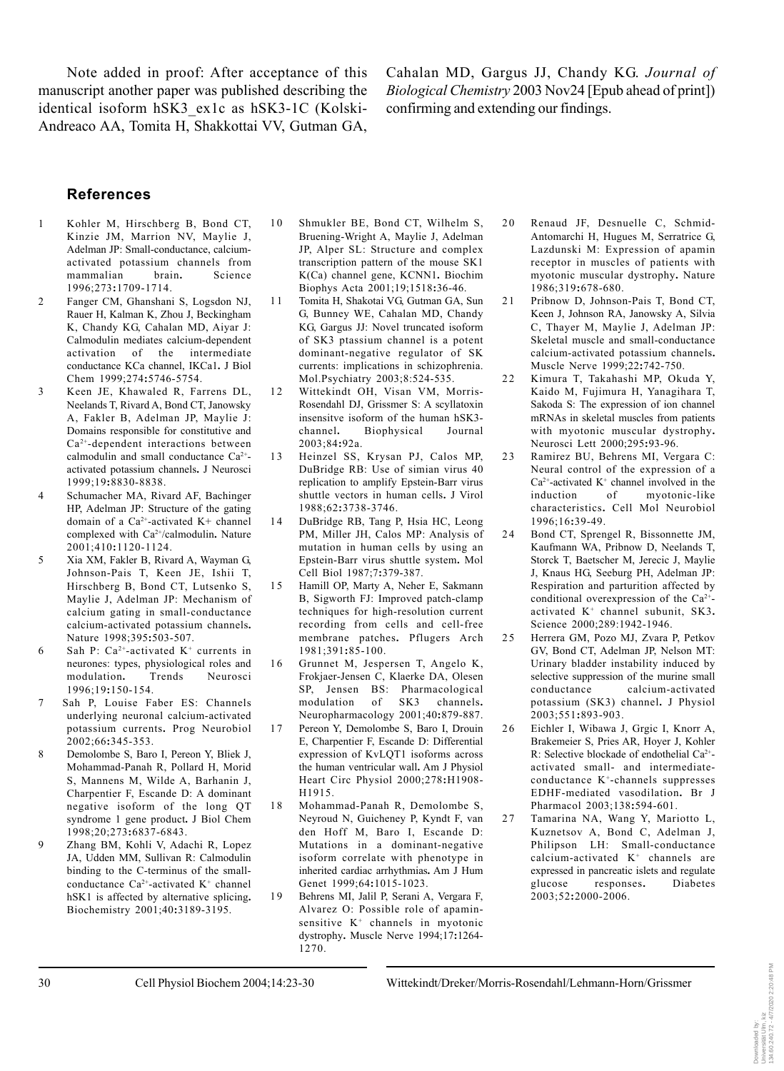Note added in proof: After acceptance of this manuscript another paper was published describing the identical isoform hSK3_ex1c as hSK3-1C (Kolski-Andreaco AA, Tomita H, Shakkottai VV, Gutman GA, Cahalan MD, Gargus JJ, Chandy KG. *Journal of Biological Chemistry* 2003 Nov24 [Epub ahead of print]) confirming and extending our findings.

## References

1. Kohler M, Hirschberg B, Bond CT, Kinzie JM, Marrion NV, Maylie J, Adelman JP: Small-conductance, calcium-activated potassium channels from mammalian brain**.** Science 1996;273**:**1709-1714.
2. Fanger CM, Ghanshani S, Logsdon NJ, Rauer H, Kalman K, Zhou J, Beckingham K, Chandy KG, Cahalan MD, Aiyar J: Calmodulin mediates calcium-dependent activation of the intermediate conductance KCa channel, IKCa1**.** J Biol Chem 1999;274**:**5746-5754.
3. Keen JE, Khawaled R, Farrens DL, Neelands T, Rivard A, Bond CT, Janowsky A, Fakler B, Adelman JP, Maylie J: Domains responsible for constitutive and $Ca^{2+}$-dependent interactions between calmodulin and small conductance $Ca^{2+}$-activated potassium channels**.** J Neurosci 1999;19**:**8830-8838.
4. Schumacher MA, Rivard AF, Bachinger HP, Adelman JP: Structure of the gating domain of a $Ca^{2+}$-activated K+ channel complexed with $Ca^{2+}$/calmodulin**.** Nature 2001;410**:**1120-1124.
5. Xia XM, Fakler B, Rivard A, Wayman G, Johnson-Pais T, Keen JE, Ishii T, Hirschberg B, Bond CT, Lutsenko S, Maylie J, Adelman JP: Mechanism of calcium gating in small-conductance calcium-activated potassium channels**.** Nature 1998;395**:**503-507.
6. Sah P: $Ca^{2+}$-activated $K^{+}$ currents in neurones: types, physiological roles and modulation**.** Trends Neurosci 1996;19**:**150-154.
7. Sah P, Louise Faber ES: Channels underlying neuronal calcium-activated potassium currents**.** Prog Neurobiol 2002;66**:**345-353.
8. Demolombe S, Baro I, Pereon Y, Bliek J, Mohammad-Panah R, Pollard H, Morid S, Mannens M, Wilde A, Barhanin J, Charpentier F, Escande D: A dominant negative isoform of the long QT syndrome 1 gene product**.** J Biol Chem 1998;20;273**:**6837-6843.
9. Zhang BM, Kohli V, Adachi R, Lopez JA, Udden MM, Sullivan R: Calmodulin binding to the C-terminus of the small-conductance $Ca^{2+}$-activated $K^{+}$ channel hSK1 is affected by alternative splicing**.** Biochemistry 2001;40**:**3189-3195.
10. Shmukler BE, Bond CT, Wilhelm S, Bruening-Wright A, Maylie J, Adelman JP, Alper SL: Structure and complex transcription pattern of the mouse SK1 K(Ca) channel gene, KCNN1**.** Biochim Biophys Acta 2001;19;1518**:**36-46.
11. Tomita H, Shakotai VG, Gutman GA, Sun G, Bunney WE, Cahalan MD, Chandy KG, Gargus JJ: Novel truncated isoform of SK3 ptassium channel is a potent dominant-negative regulator of SK currents: implications in schizophrenia. Mol.Psychiatry 2003;8:524-535.
12. Wittekindt OH, Visan VM, Morris-Rosendahl DJ, Grissmer S: A scyllatoxin insensitve isoform of the human hSK3-channel**.** Biophysical Journal 2003;84**:**92a.
13. Heinzel SS, Krysan PJ, Calos MP, DuBridge RB: Use of simian virus 40 replication to amplify Epstein-Barr virus shuttle vectors in human cells**.** J Virol 1988;62**:**3738-3746.
14. DuBridge RB, Tang P, Hsia HC, Leong PM, Miller JH, Calos MP: Analysis of mutation in human cells by using an Epstein-Barr virus shuttle system**.** Mol Cell Biol 1987;7**:**379-387.
15. Hamill OP, Marty A, Neher E, Sakmann B, Sigworth FJ: Improved patch-clamp techniques for high-resolution current recording from cells and cell-free membrane patches**.** Pflugers Arch 1981;391**:**85-100.
16. Grunnet M, Jespersen T, Angelo K, Frokjaer-Jensen C, Klaerke DA, Olesen SP, Jensen BS: Pharmacological modulation of SK3 channels**.** Neuropharmacology 2001;40**:**879-887.
17. Pereon Y, Demolombe S, Baro I, Drouin E, Charpentier F, Escande D: Differential expression of KvLQT1 isoforms across the human ventricular wall**.** Am J Physiol Heart Circ Physiol 2000;278**:**H1908-H1915.
18. Mohammad-Panah R, Demolombe S, Neyroud N, Guicheney P, Kyndt F, van den Hoff M, Baro I, Escande D: Mutations in a dominant-negative isoform correlate with phenotype in inherited cardiac arrhythmias**.** Am J Hum Genet 1999;64**:**1015-1023.
19. Behrens MI, Jalil P, Serani A, Vergara F, Alvarez O: Possible role of apamin-sensitive $K^{+}$ channels in myotonic dystrophy**.** Muscle Nerve 1994;17**:**1264-1270.
20. Renaud JF, Desnuelle C, Schmid-Antomarchi H, Hugues M, Serratrice G, Lazdunski M: Expression of apamin receptor in muscles of patients with myotonic muscular dystrophy**.** Nature 1986;319**:**678-680.
21. Pribnow D, Johnson-Pais T, Bond CT, Keen J, Johnson RA, Janowsky A, Silvia C, Thayer M, Maylie J, Adelman JP: Skeletal muscle and small-conductance calcium-activated potassium channels**.** Muscle Nerve 1999;22**:**742-750.
22. Kimura T, Takahashi MP, Okuda Y, Kaido M, Fujimura H, Yanagihara T, Sakoda S: The expression of ion channel mRNAs in skeletal muscles from patients with myotonic muscular dystrophy**.** Neurosci Lett 2000;295**:**93-96.
23. Ramirez BU, Behrens MI, Vergara C: Neural control of the expression of a $Ca^{2+}$-activated $K^{+}$ channel involved in the induction of myotonic-like characteristics**.** Cell Mol Neurobiol 1996;16**:**39-49.
24. Bond CT, Sprengel R, Bissonnette JM, Kaufmann WA, Pribnow D, Neelands T, Storck T, Baetscher M, Jerecic J, Maylie J, Knaus HG, Seeburg PH, Adelman JP: Respiration and parturition affected by conditional overexpression of the $Ca^{2+}$-activated $K^{+}$ channel subunit, SK3**.** Science 2000;289:1942-1946.
25. Herrera GM, Pozo MJ, Zvara P, Petkov GV, Bond CT, Adelman JP, Nelson MT: Urinary bladder instability induced by selective suppression of the murine small conductance calcium-activated potassium (SK3) channel**.** J Physiol 2003;551**:**893-903.
26. Eichler I, Wibawa J, Grgic I, Knorr A, Brakemeier S, Pries AR, Hoyer J, Kohler R: Selective blockade of endothelial $Ca^{2+}$-activated small- and intermediate-conductance $K^{+}$-channels suppresses EDHF-mediated vasodilation**.** Br J Pharmacol 2003;138**:**594-601.
27. Tamarina NA, Wang Y, Mariotto L, Kuznetsov A, Bond C, Adelman J, Philipson LH: Small-conductance calcium-activated $K^{+}$ channels are expressed in pancreatic islets and regulate glucose responses**.** Diabetes 2003;52**:**2000-2006.